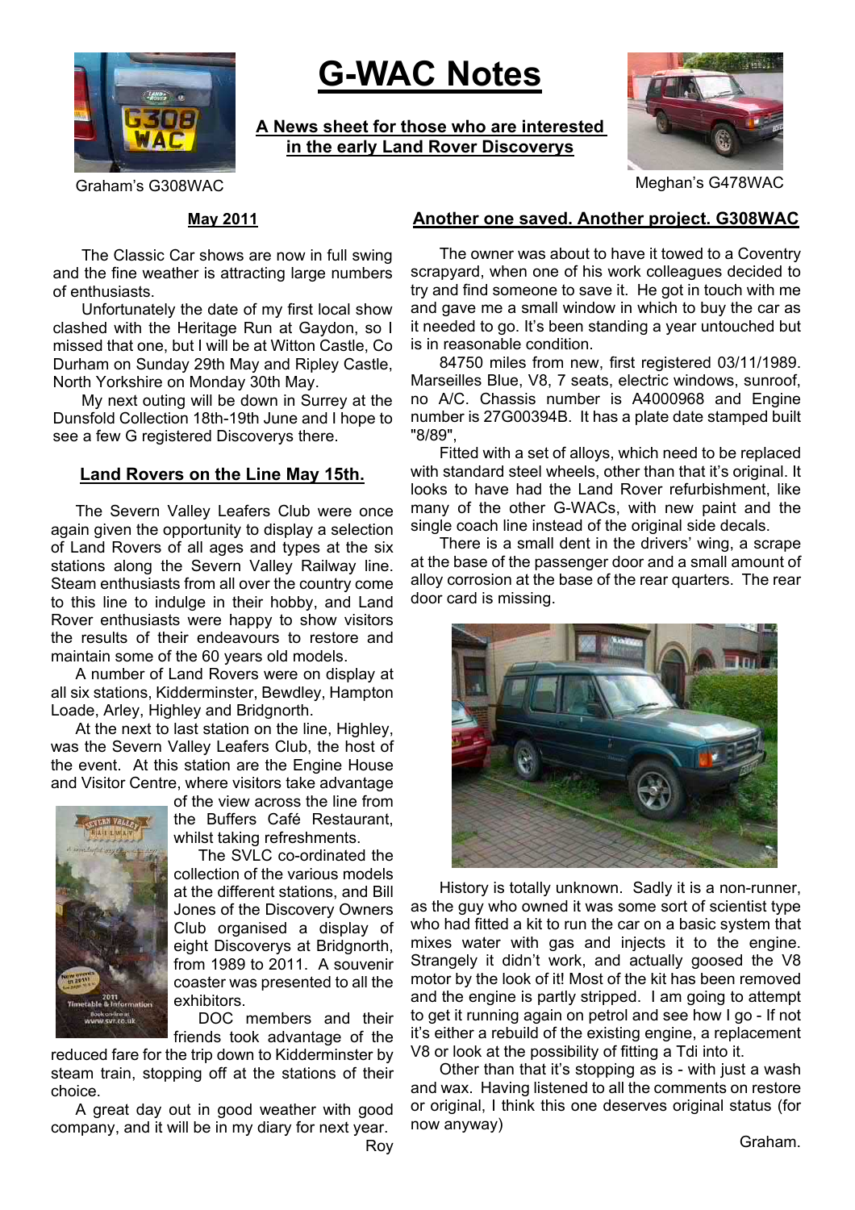# G-WAC Notes

**A News sheet for those who are interested in the early Land Rover Discoverys**

Graham's G308WAC

Meghan's G478WAC

## May 2011

The Classic Car shows are now in full swing and the fine weather is attracting large numbers of enthusiasts.

Unfortunately the date of my first local show clashed with the Heritage Run at Gaydon, so I missed that one, but I will be at Witton Castle, Co Durham on Sunday 29th May and Ripley Castle, North Yorkshire on Monday 30th May.

My next outing will be down in Surrey at the Dunsfold Collection 18th-19th June and I hope to see a few G registered Discoverys there.

## Land Rovers on the Line May 15th.

The Severn Valley Leafers Club were once again given the opportunity to display a selection of Land Rovers of all ages and types at the six stations along the Severn Valley Railway line. Steam enthusiasts from all over the country come to this line to indulge in their hobby, and Land Rover enthusiasts were happy to show visitors the results of their endeavours to restore and maintain some of the 60 years old models.

A number of Land Rovers were on display at all six stations, Kidderminster, Bewdley, Hampton Loade, Arley, Highley and Bridgnorth.

At the next to last station on the line, Highley, was the Severn Valley Leafers Club, the host of the event. At this station are the Engine House and Visitor Centre, where visitors take advantage of the view across the line from the Buffers Café Restaurant, whilst taking refreshments.

The SVLC co-ordinated the collection of the various models at the different stations, and Bill Jones of the Discovery Owners Club organised a display of eight Discoverys at Bridgnorth, from 1989 to 2011. A souvenir coaster was presented to all the exhibitors.

DOC members and their friends took advantage of the reduced fare for the trip down to Kidderminster by steam train, stopping off at the stations of their choice.

A great day out in good weather with good company, and it will be in my diary for next year.

Roy

## Another one saved. Another project. G308WAC

The owner was about to have it towed to a Coventry scrapyard, when one of his work colleagues decided to try and find someone to save it. He got in touch with me and gave me a small window in which to buy the car as it needed to go. It's been standing a year untouched but is in reasonable condition.

84750 miles from new, first registered 03/11/1989. Marseilles Blue, V8, 7 seats, electric windows, sunroof, no A/C. Chassis number is A4000968 and Engine number is 27G00394B. It has a plate date stamped built "8/89",

Fitted with a set of alloys, which need to be replaced with standard steel wheels, other than that it's original. It looks to have had the Land Rover refurbishment, like many of the other G-WACs, with new paint and the single coach line instead of the original side decals.

There is a small dent in the drivers' wing, a scrape at the base of the passenger door and a small amount of alloy corrosion at the base of the rear quarters. The rear door card is missing.

History is totally unknown. Sadly it is a non-runner, as the guy who owned it was some sort of scientist type who had fitted a kit to run the car on a basic system that mixes water with gas and injects it to the engine. Strangely it didn't work, and actually goosed the V8 motor by the look of it! Most of the kit has been removed and the engine is partly stripped. I am going to attempt to get it running again on petrol and see how I go - If not it's either a rebuild of the existing engine, a replacement V8 or look at the possibility of fitting a Tdi into it.

Other than that it's stopping as is - with just a wash and wax. Having listened to all the comments on restore or original, I think this one deserves original status (for now anyway)

Graham.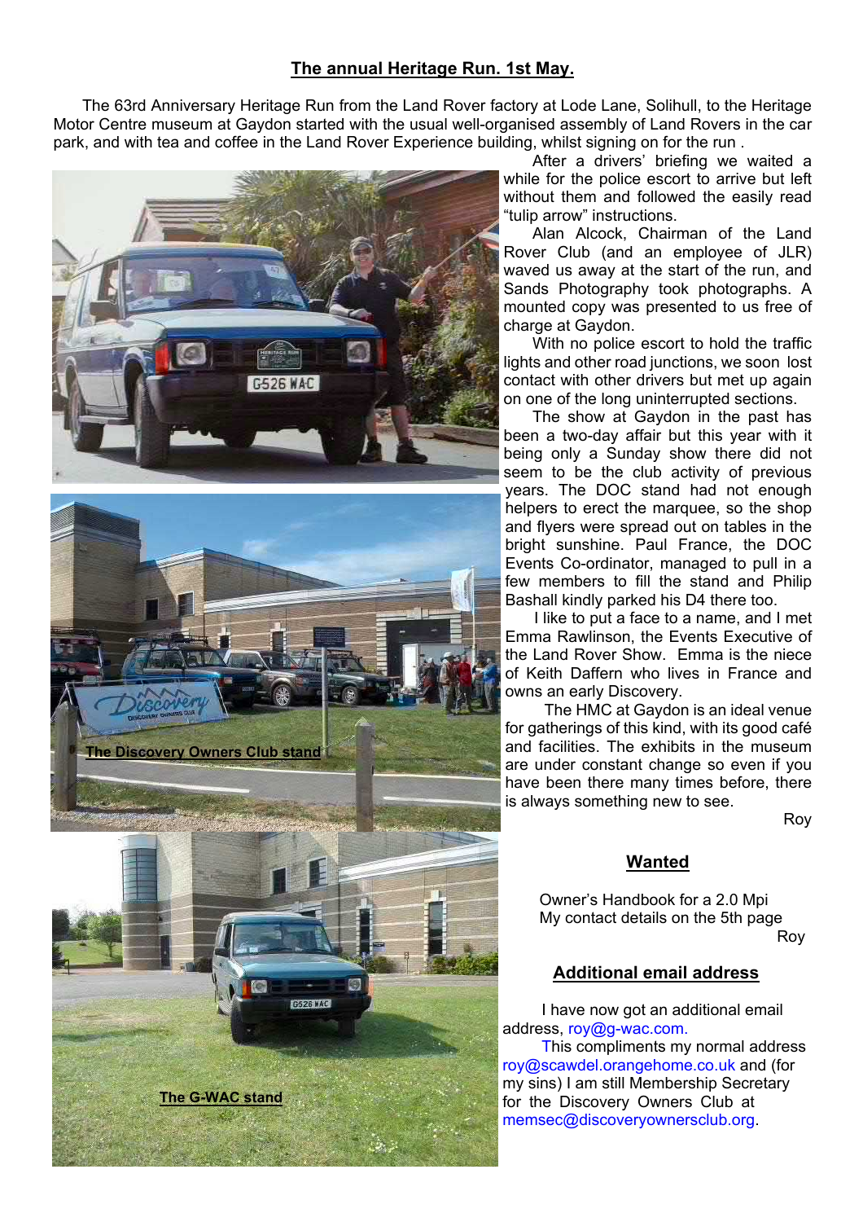## The annual Heritage Run. 1st May.

The 63rd Anniversary Heritage Run from the Land Rover factory at Lode Lane, Solihull, to the Heritage Motor Centre museum at Gaydon started with the usual well-organised assembly of Land Rovers in the car park, and with tea and coffee in the Land Rover Experience building, whilst signing on for the run .

After a drivers' briefing we waited a while for the police escort to arrive but left without them and followed the easily read "tulip arrow" instructions.

Alan Alcock, Chairman of the Land Rover Club (and an employee of JLR) waved us away at the start of the run, and Sands Photography took photographs. A mounted copy was presented to us free of charge at Gaydon.

With no police escort to hold the traffic lights and other road junctions, we soon lost contact with other drivers but met up again on one of the long uninterrupted sections.

The show at Gaydon in the past has been a two-day affair but this year with it being only a Sunday show there did not seem to be the club activity of previous years. The DOC stand had not enough helpers to erect the marquee, so the shop and flyers were spread out on tables in the bright sunshine. Paul France, the DOC Events Co-ordinator, managed to pull in a few members to fill the stand and Philip Bashall kindly parked his D4 there too.

I like to put a face to a name, and I met Emma Rawlinson, the Events Executive of the Land Rover Show. Emma is the niece of Keith Daffern who lives in France and owns an early Discovery.

The HMC at Gaydon is an ideal venue for gatherings of this kind, with its good café and facilities. The exhibits in the museum are under constant change so even if you have been there many times before, there is always something new to see.

Roy

**The Discovery Owners Club stand**

**The G-WAC stand**

## Wanted

Owner's Handbook for a 2.0 Mpi
My contact details on the 5th page

Roy

## Additional email address

I have now got an additional email address, roy@g-wac.com.

This compliments my normal address roy@scawdel.orangehome.co.uk and (for my sins) I am still Membership Secretary for the Discovery Owners Club at memsec@discoveryownersclub.org.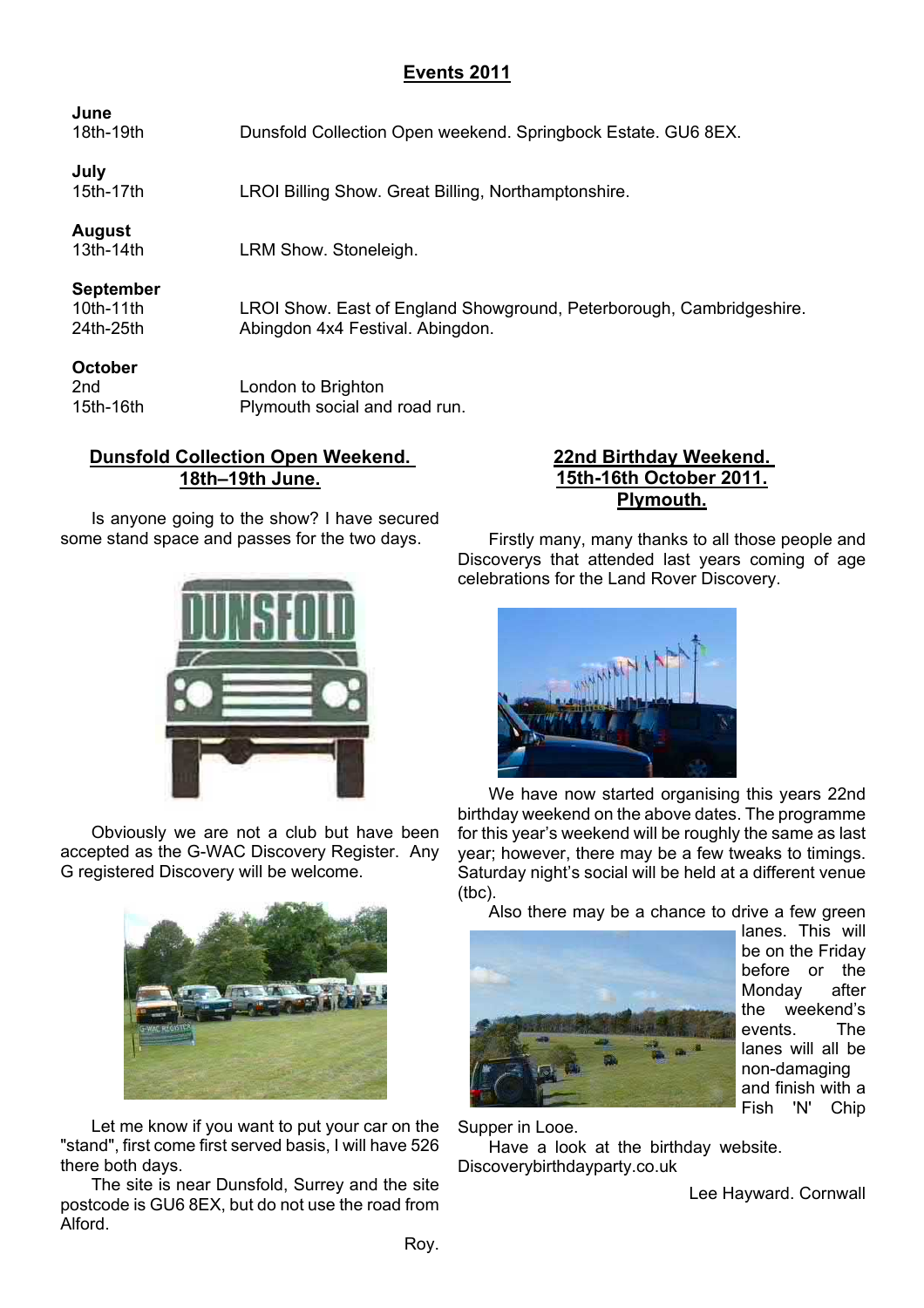## Events 2011

**June**

| | |
|---|---|
| 18th-19th | Dunsfold Collection Open weekend. Springbock Estate. GU6 8EX. |

**July**

| | |
|---|---|
| 15th-17th | LROI Billing Show. Great Billing, Northamptonshire. |

**August**

| | |
|---|---|
| 13th-14th | LRM Show. Stoneleigh. |

**September**

| | |
|---|---|
| 10th-11th | LROI Show. East of England Showground, Peterborough, Cambridgeshire. |
| 24th-25th | Abingdon 4x4 Festival. Abingdon. |

**October**

| | |
|---|---|
| 2nd | London to Brighton |
| 15th-16th | Plymouth social and road run. |

### Dunsfold Collection Open Weekend. 18th–19th June.

Is anyone going to the show? I have secured some stand space and passes for the two days.

Obviously we are not a club but have been accepted as the G-WAC Discovery Register. Any G registered Discovery will be welcome.

Let me know if you want to put your car on the "stand", first come first served basis, I will have 526 there both days.

The site is near Dunsfold, Surrey and the site postcode is GU6 8EX, but do not use the road from Alford.

Roy.

### 22nd Birthday Weekend. 15th-16th October 2011. Plymouth.

Firstly many, many thanks to all those people and Discoverys that attended last years coming of age celebrations for the Land Rover Discovery.

We have now started organising this years 22nd birthday weekend on the above dates. The programme for this year's weekend will be roughly the same as last year; however, there may be a few tweaks to timings. Saturday night's social will be held at a different venue (tbc).

Also there may be a chance to drive a few green lanes. This will be on the Friday before or the Monday after the weekend's events. The lanes will all be non-damaging and finish with a Fish 'N' Chip Supper in Looe.

Have a look at the birthday website. Discoverybirthdayparty.co.uk

Lee Hayward. Cornwall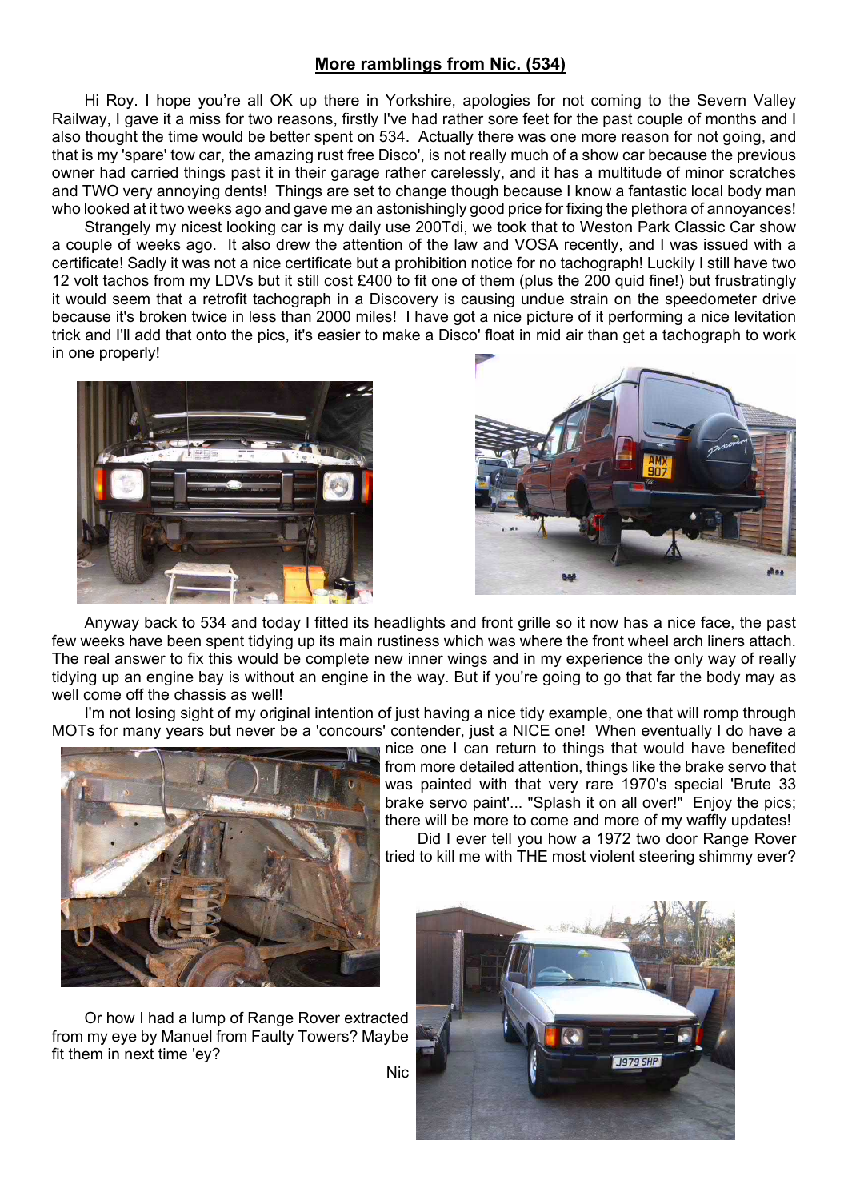## More ramblings from Nic. (534)

Hi Roy. I hope you're all OK up there in Yorkshire, apologies for not coming to the Severn Valley Railway, I gave it a miss for two reasons, firstly I've had rather sore feet for the past couple of months and I also thought the time would be better spent on 534. Actually there was one more reason for not going, and that is my 'spare' tow car, the amazing rust free Disco', is not really much of a show car because the previous owner had carried things past it in their garage rather carelessly, and it has a multitude of minor scratches and TWO very annoying dents! Things are set to change though because I know a fantastic local body man who looked at it two weeks ago and gave me an astonishingly good price for fixing the plethora of annoyances!

Strangely my nicest looking car is my daily use 200Tdi, we took that to Weston Park Classic Car show a couple of weeks ago. It also drew the attention of the law and VOSA recently, and I was issued with a certificate! Sadly it was not a nice certificate but a prohibition notice for no tachograph! Luckily I still have two 12 volt tachos from my LDVs but it still cost £400 to fit one of them (plus the 200 quid fine!) but frustratingly it would seem that a retrofit tachograph in a Discovery is causing undue strain on the speedometer drive because it's broken twice in less than 2000 miles! I have got a nice picture of it performing a nice levitation trick and I'll add that onto the pics, it's easier to make a Disco' float in mid air than get a tachograph to work in one properly!

Anyway back to 534 and today I fitted its headlights and front grille so it now has a nice face, the past few weeks have been spent tidying up its main rustiness which was where the front wheel arch liners attach. The real answer to fix this would be complete new inner wings and in my experience the only way of really tidying up an engine bay is without an engine in the way. But if you're going to go that far the body may as well come off the chassis as well!

I'm not losing sight of my original intention of just having a nice tidy example, one that will romp through MOTs for many years but never be a 'concours' contender, just a NICE one! When eventually I do have a nice one I can return to things that would have benefited from more detailed attention, things like the brake servo that was painted with that very rare 1970's special 'Brute 33 brake servo paint'... "Splash it on all over!" Enjoy the pics; there will be more to come and more of my waffly updates!

Did I ever tell you how a 1972 two door Range Rover tried to kill me with THE most violent steering shimmy ever?

Or how I had a lump of Range Rover extracted from my eye by Manuel from Faulty Towers? Maybe fit them in next time 'ey?

Nic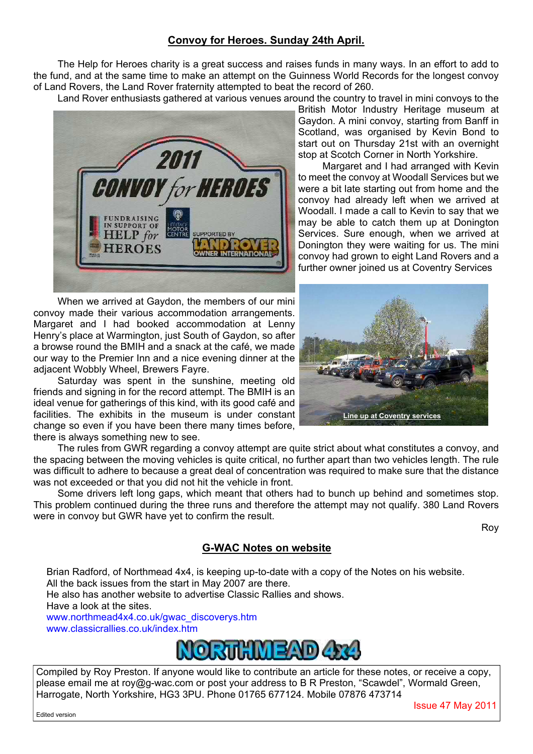## Convoy for Heroes. Sunday 24th April.

The Help for Heroes charity is a great success and raises funds in many ways. In an effort to add to the fund, and at the same time to make an attempt on the Guinness World Records for the longest convoy of Land Rovers, the Land Rover fraternity attempted to beat the record of 260.

Land Rover enthusiasts gathered at various venues around the country to travel in mini convoys to the British Motor Industry Heritage museum at Gaydon. A mini convoy, starting from Banff in Scotland, was organised by Kevin Bond to start out on Thursday 21st with an overnight stop at Scotch Corner in North Yorkshire.

Margaret and I had arranged with Kevin to meet the convoy at Woodall Services but we were a bit late starting out from home and the convoy had already left when we arrived at Woodall. I made a call to Kevin to say that we may be able to catch them up at Donington Services. Sure enough, when we arrived at Donington they were waiting for us. The mini convoy had grown to eight Land Rovers and a further owner joined us at Coventry Services

Line up at Coventry services

When we arrived at Gaydon, the members of our mini convoy made their various accommodation arrangements. Margaret and I had booked accommodation at Lenny Henry's place at Warmington, just South of Gaydon, so after a browse round the BMIH and a snack at the café, we made our way to the Premier Inn and a nice evening dinner at the adjacent Wobbly Wheel, Brewers Fayre.

Saturday was spent in the sunshine, meeting old friends and signing in for the record attempt. The BMIH is an ideal venue for gatherings of this kind, with its good café and facilities. The exhibits in the museum is under constant change so even if you have been there many times before, there is always something new to see.

The rules from GWR regarding a convoy attempt are quite strict about what constitutes a convoy, and the spacing between the moving vehicles is quite critical, no further apart than two vehicles length. The rule was difficult to adhere to because a great deal of concentration was required to make sure that the distance was not exceeded or that you did not hit the vehicle in front.

Some drivers left long gaps, which meant that others had to bunch up behind and sometimes stop. This problem continued during the three runs and therefore the attempt may not qualify. 380 Land Rovers were in convoy but GWR have yet to confirm the result.

Roy

## G-WAC Notes on website

Brian Radford, of Northmead 4x4, is keeping up-to-date with a copy of the Notes on his website.
All the back issues from the start in May 2007 are there.
He also has another website to advertise Classic Rallies and shows.
Have a look at the sites.
www.northmead4x4.co.uk/gwac_discoverys.htm
www.classicrallies.co.uk/index.htm

NORTHMEAD 4x4

Compiled by Roy Preston. If anyone would like to contribute an article for these notes, or receive a copy, please email me at roy@g-wac.com or post your address to B R Preston, "Scawdel", Wormald Green, Harrogate, North Yorkshire, HG3 3PU. Phone 01765 677124. Mobile 07876 473714

Issue 47 May 2011

Edited version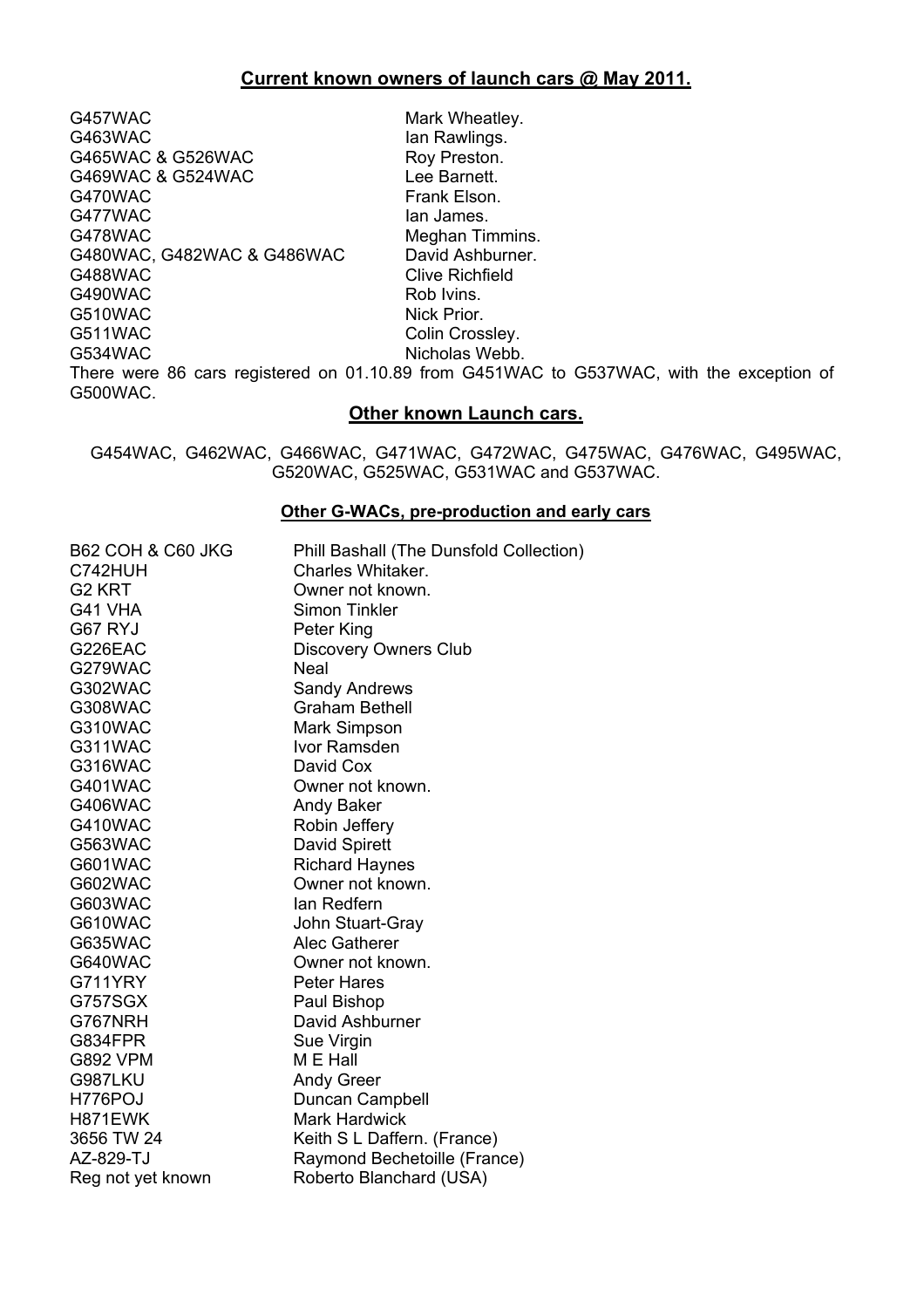## Current known owners of launch cars @ May 2011.

| | |
|---|---|
| G457WAC | Mark Wheatley. |
| G463WAC | Ian Rawlings. |
| G465WAC & G526WAC | Roy Preston. |
| G469WAC & G524WAC | Lee Barnett. |
| G470WAC | Frank Elson. |
| G477WAC | Ian James. |
| G478WAC | Meghan Timmins. |
| G480WAC, G482WAC & G486WAC | David Ashburner. |
| G488WAC | Clive Richfield |
| G490WAC | Rob Ivins. |
| G510WAC | Nick Prior. |
| G511WAC | Colin Crossley. |
| G534WAC | Nicholas Webb. |

There were 86 cars registered on 01.10.89 from G451WAC to G537WAC, with the exception of G500WAC.

## Other known Launch cars.

G454WAC, G462WAC, G466WAC, G471WAC, G472WAC, G475WAC, G476WAC, G495WAC, G520WAC, G525WAC, G531WAC and G537WAC.

### Other G-WACs, pre-production and early cars

| | |
|---|---|
| B62 COH & C60 JKG | Phill Bashall (The Dunsfold Collection) |
| C742HUH | Charles Whitaker. |
| G2 KRT | Owner not known. |
| G41 VHA | Simon Tinkler |
| G67 RYJ | Peter King |
| G226EAC | Discovery Owners Club |
| G279WAC | Neal |
| G302WAC | Sandy Andrews |
| G308WAC | Graham Bethell |
| G310WAC | Mark Simpson |
| G311WAC | Ivor Ramsden |
| G316WAC | David Cox |
| G401WAC | Owner not known. |
| G406WAC | Andy Baker |
| G410WAC | Robin Jeffery |
| G563WAC | David Spirett |
| G601WAC | Richard Haynes |
| G602WAC | Owner not known. |
| G603WAC | Ian Redfern |
| G610WAC | John Stuart-Gray |
| G635WAC | Alec Gatherer |
| G640WAC | Owner not known. |
| G711YRY | Peter Hares |
| G757SGX | Paul Bishop |
| G767NRH | David Ashburner |
| G834FPR | Sue Virgin |
| G892 VPM | M E Hall |
| G987LKU | Andy Greer |
| H776POJ | Duncan Campbell |
| H871EWK | Mark Hardwick |
| 3656 TW 24 | Keith S L Daffern. (France) |
| AZ-829-TJ | Raymond Bechetoille (France) |
| Reg not yet known | Roberto Blanchard (USA) |